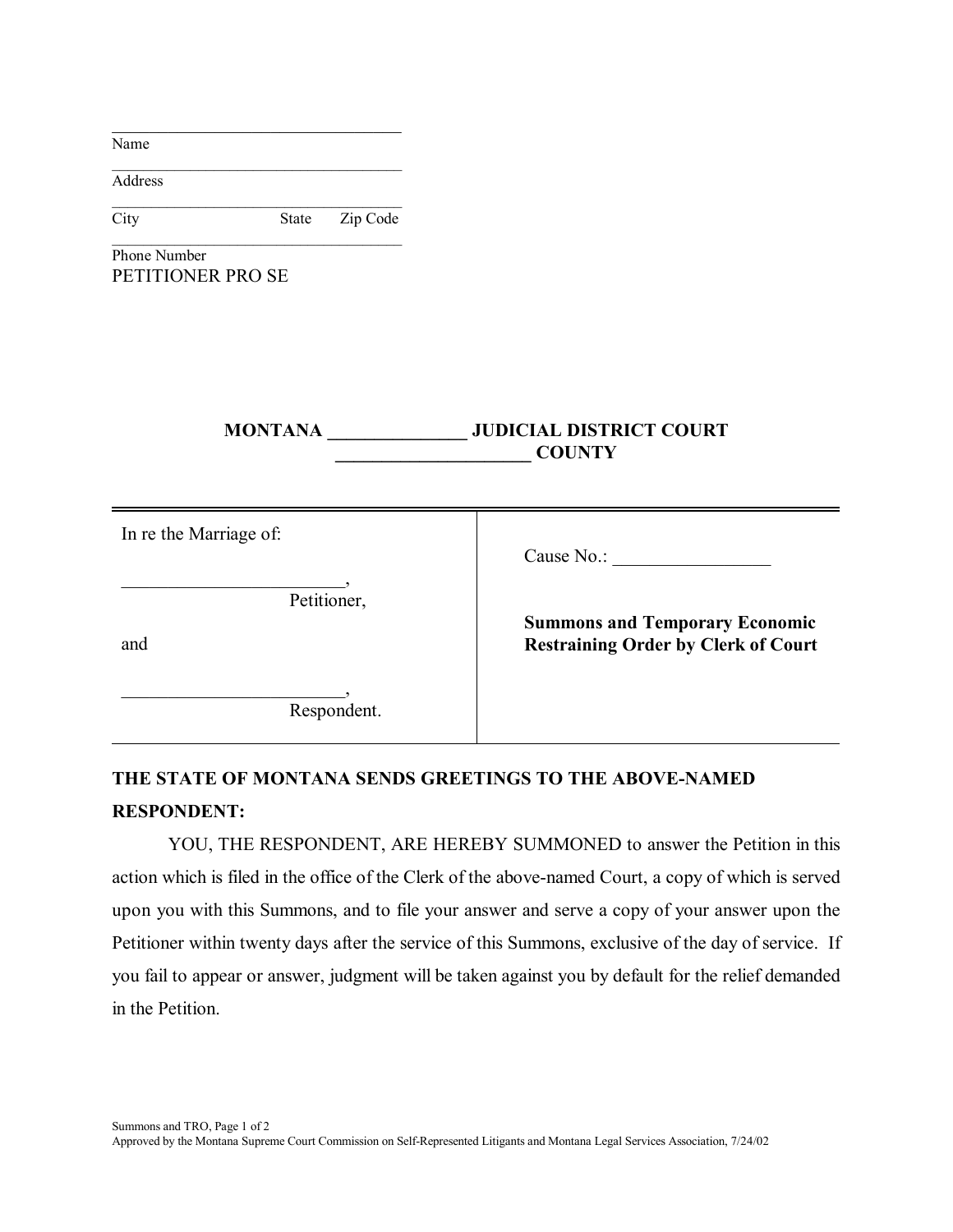\_\_\_\_\_\_\_\_\_\_\_\_\_\_\_\_\_\_\_\_\_\_\_\_\_\_\_\_\_\_\_\_\_\_\_
Name
\_\_\_\_\_\_\_\_\_\_\_\_\_\_\_\_\_\_\_\_\_\_\_\_\_\_\_\_\_\_\_\_\_\_\_
Address
\_\_\_\_\_\_\_\_\_\_\_\_\_\_\_\_\_\_\_\_\_\_\_\_\_\_\_\_\_\_\_\_\_\_\_
City State Zip Code
\_\_\_\_\_\_\_\_\_\_\_\_\_\_\_\_\_\_\_\_\_\_\_\_\_\_\_\_\_\_\_\_\_\_\_
Phone Number
PETITIONER PRO SE

**MONTANA \_\_\_\_\_\_\_\_\_\_\_\_\_\_\_ JUDICIAL DISTRICT COURT**
**\_\_\_\_\_\_\_\_\_\_\_\_\_\_\_\_\_\_\_\_\_ COUNTY**

| | |
|---|---|
| In re the Marriage of:<br><br>\_\_\_\_\_\_\_\_\_\_\_\_\_\_\_\_\_\_\_\_\_\_\_\_\_,<br>Petitioner,<br><br>and<br><br>\_\_\_\_\_\_\_\_\_\_\_\_\_\_\_\_\_\_\_\_\_\_\_\_\_,<br>Respondent. | Cause No.: \_\_\_\_\_\_\_\_\_\_\_\_\_\_\_\_\_<br><br>**Summons and Temporary Economic Restraining Order by Clerk of Court** |

**THE STATE OF MONTANA SENDS GREETINGS TO THE ABOVE-NAMED RESPONDENT:**

YOU, THE RESPONDENT, ARE HEREBY SUMMONED to answer the Petition in this action which is filed in the office of the Clerk of the above-named Court, a copy of which is served upon you with this Summons, and to file your answer and serve a copy of your answer upon the Petitioner within twenty days after the service of this Summons, exclusive of the day of service. If you fail to appear or answer, judgment will be taken against you by default for the relief demanded in the Petition.

Approved by the Montana Supreme Court Commission on Self-Represented Litigants and Montana Legal Services Association, 7/24/02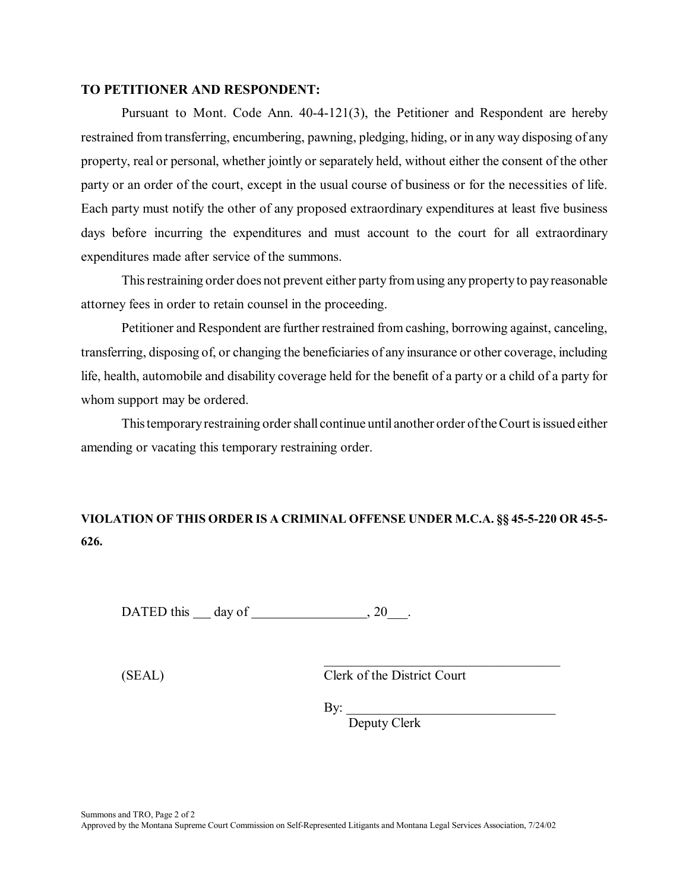**TO PETITIONER AND RESPONDENT:**

Pursuant to Mont. Code Ann. 40-4-121(3), the Petitioner and Respondent are hereby restrained from transferring, encumbering, pawning, pledging, hiding, or in any way disposing of any property, real or personal, whether jointly or separately held, without either the consent of the other party or an order of the court, except in the usual course of business or for the necessities of life. Each party must notify the other of any proposed extraordinary expenditures at least five business days before incurring the expenditures and must account to the court for all extraordinary expenditures made after service of the summons.

This restraining order does not prevent either party from using any property to pay reasonable attorney fees in order to retain counsel in the proceeding.

Petitioner and Respondent are further restrained from cashing, borrowing against, canceling, transferring, disposing of, or changing the beneficiaries of any insurance or other coverage, including life, health, automobile and disability coverage held for the benefit of a party or a child of a party for whom support may be ordered.

This temporary restraining order shall continue until another order of the Court is issued either amending or vacating this temporary restraining order.

**VIOLATION OF THIS ORDER IS A CRIMINAL OFFENSE UNDER M.C.A. §§ 45-5-220 OR 45-5-626.**

DATED this ___ day of _________________, 20___.

(SEAL)

____________________________________
Clerk of the District Court

By: _______________________________
Deputy Clerk

Summons and TRO, Page 2 of 2
Approved by the Montana Supreme Court Commission on Self-Represented Litigants and Montana Legal Services Association, 7/24/02